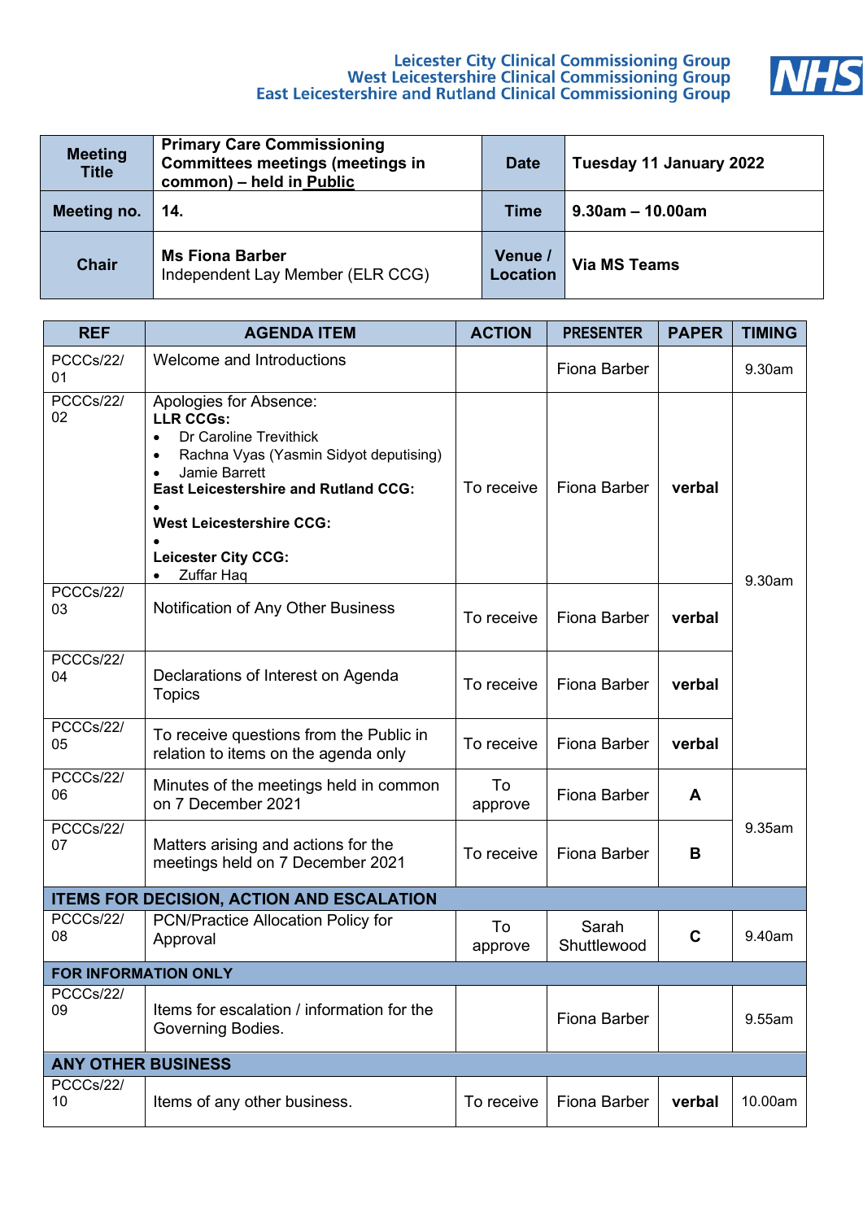Leicester City Clinical Commissioning Group
West Leicestershire Clinical Commissioning Group
East Leicestershire and Rutland Clinical Commissioning Group

NHS

| **Meeting Title** | **Primary Care Commissioning Committees meetings (meetings in common) – held in Public** | **Date** | **Tuesday 11 January 2022** |
|---|---|---|---|
| **Meeting no.** | **14.** | **Time** | **9.30am – 10.00am** |
| **Chair** | **Ms Fiona Barber**<br>Independent Lay Member (ELR CCG) | **Venue / Location** | **Via MS Teams** |

| REF | AGENDA ITEM | ACTION | PRESENTER | PAPER | TIMING |
|---|---|---|---|---|---|
| PCCCs/22/01 | Welcome and Introductions | | Fiona Barber | | 9.30am |
| PCCCs/22/02 | Apologies for Absence:<br>**LLR CCGs:**<br>• Dr Caroline Trevithick<br>• Rachna Vyas (Yasmin Sidyot deputising)<br>• Jamie Barrett<br>**East Leicestershire and Rutland CCG:**<br>•<br>**West Leicestershire CCG:**<br>•<br>**Leicester City CCG:**<br>• Zuffar Haq | To receive | Fiona Barber | **verbal** | 9.30am |
| PCCCs/22/03 | Notification of Any Other Business | To receive | Fiona Barber | **verbal** | |
| PCCCs/22/04 | Declarations of Interest on Agenda Topics | To receive | Fiona Barber | **verbal** | |
| PCCCs/22/05 | To receive questions from the Public in relation to items on the agenda only | To receive | Fiona Barber | **verbal** | |
| PCCCs/22/06 | Minutes of the meetings held in common on 7 December 2021 | To approve | Fiona Barber | **A** | 9.35am |
| PCCCs/22/07 | Matters arising and actions for the meetings held on 7 December 2021 | To receive | Fiona Barber | **B** | |
| **ITEMS FOR DECISION, ACTION AND ESCALATION** | | | | | |
| PCCCs/22/08 | PCN/Practice Allocation Policy for Approval | To approve | Sarah Shuttlewood | **C** | 9.40am |
| **FOR INFORMATION ONLY** | | | | | |
| PCCCs/22/09 | Items for escalation / information for the Governing Bodies. | | Fiona Barber | | 9.55am |
| **ANY OTHER BUSINESS** | | | | | |
| PCCCs/22/10 | Items of any other business. | To receive | Fiona Barber | **verbal** | 10.00am |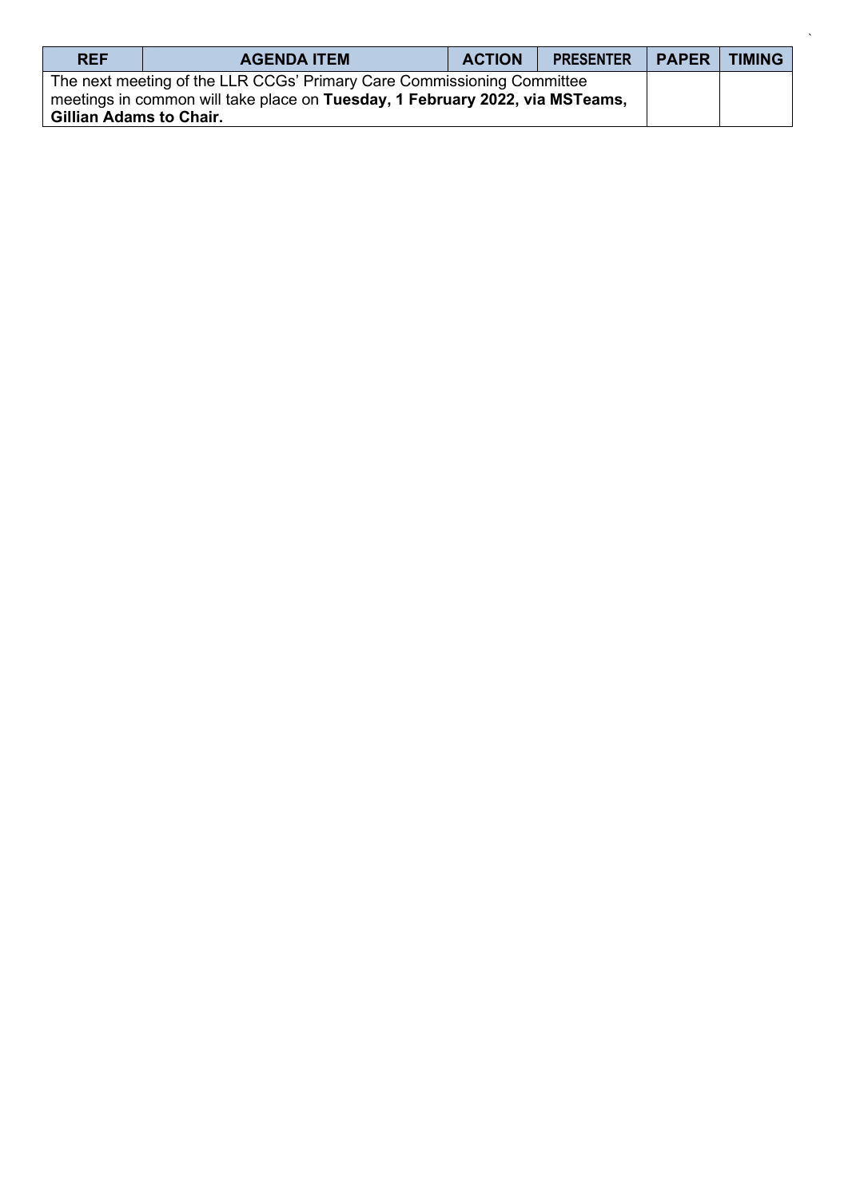| REF | AGENDA ITEM | ACTION | PRESENTER | PAPER | TIMING |
| --- | --- | --- | --- | --- | --- |
| The next meeting of the LLR CCGs' Primary Care Commissioning Committee meetings in common will take place on **Tuesday, 1 February 2022, via MSTeams, Gillian Adams to Chair.** | | | | | |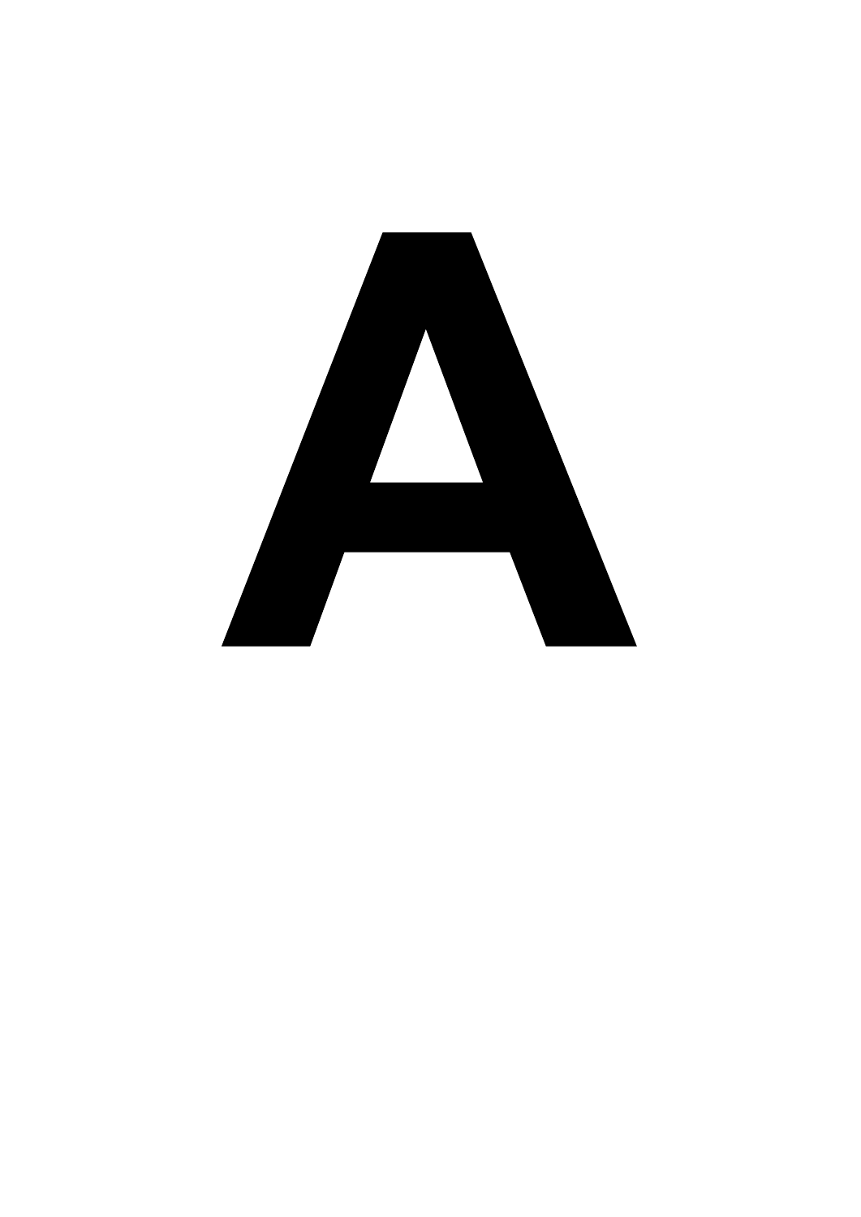# A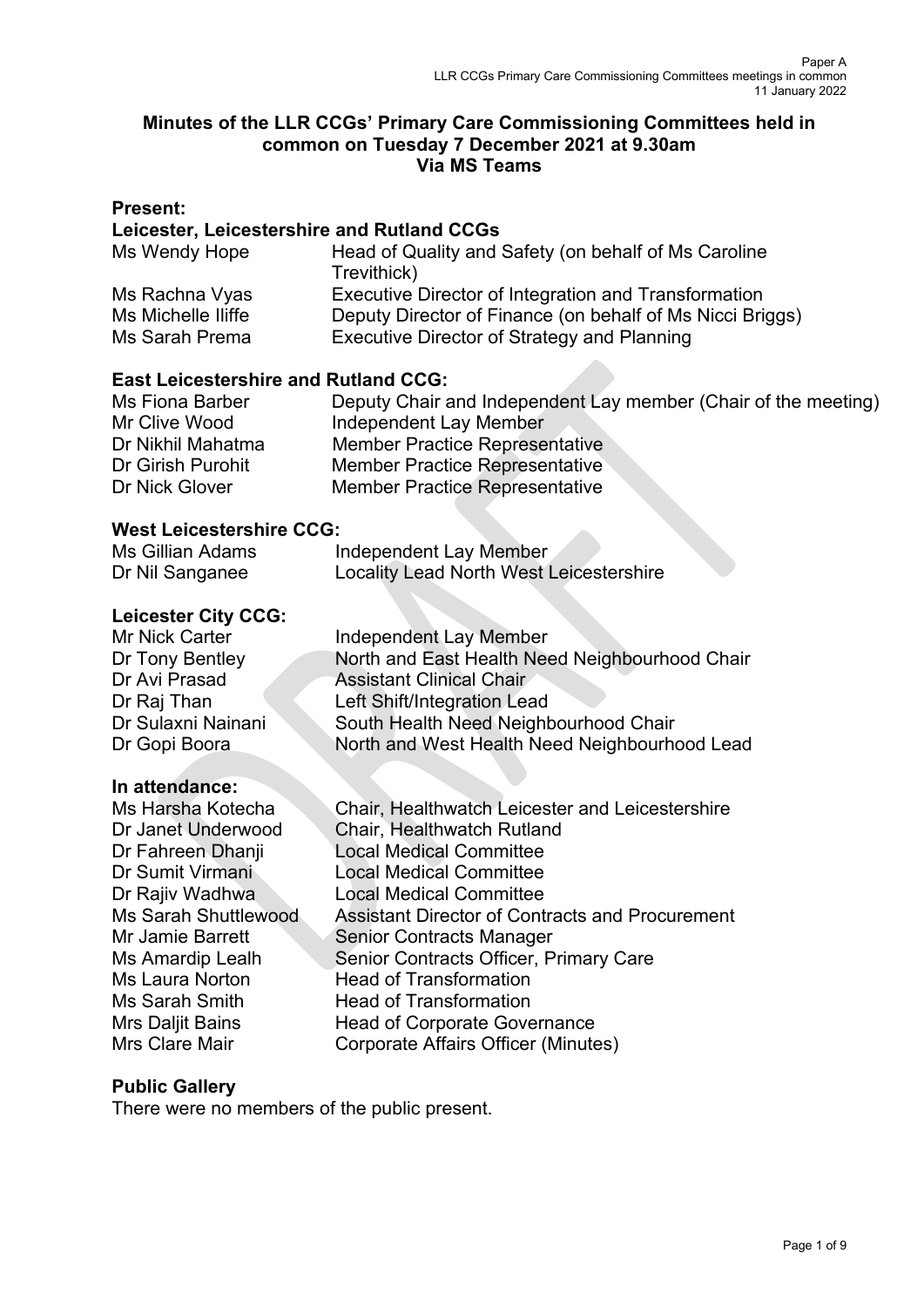**Minutes of the LLR CCGs' Primary Care Commissioning Committees held in common on Tuesday 7 December 2021 at 9.30am Via MS Teams**

**Present:**

**Leicester, Leicestershire and Rutland CCGs**

| | |
|---|---|
| Ms Wendy Hope | Head of Quality and Safety (on behalf of Ms Caroline Trevithick) |
| Ms Rachna Vyas | Executive Director of Integration and Transformation |
| Ms Michelle Iliffe | Deputy Director of Finance (on behalf of Ms Nicci Briggs) |
| Ms Sarah Prema | Executive Director of Strategy and Planning |

**East Leicestershire and Rutland CCG:**

| | |
|---|---|
| Ms Fiona Barber | Deputy Chair and Independent Lay member (Chair of the meeting) |
| Mr Clive Wood | Independent Lay Member |
| Dr Nikhil Mahatma | Member Practice Representative |
| Dr Girish Purohit | Member Practice Representative |
| Dr Nick Glover | Member Practice Representative |

**West Leicestershire CCG:**

| | |
|---|---|
| Ms Gillian Adams | Independent Lay Member |
| Dr Nil Sanganee | Locality Lead North West Leicestershire |

**Leicester City CCG:**

| | |
|---|---|
| Mr Nick Carter | Independent Lay Member |
| Dr Tony Bentley | North and East Health Need Neighbourhood Chair |
| Dr Avi Prasad | Assistant Clinical Chair |
| Dr Raj Than | Left Shift/Integration Lead |
| Dr Sulaxni Nainani | South Health Need Neighbourhood Chair |
| Dr Gopi Boora | North and West Health Need Neighbourhood Lead |

**In attendance:**

| | |
|---|---|
| Ms Harsha Kotecha | Chair, Healthwatch Leicester and Leicestershire |
| Dr Janet Underwood | Chair, Healthwatch Rutland |
| Dr Fahreen Dhanji | Local Medical Committee |
| Dr Sumit Virmani | Local Medical Committee |
| Dr Rajiv Wadhwa | Local Medical Committee |
| Ms Sarah Shuttlewood | Assistant Director of Contracts and Procurement |
| Mr Jamie Barrett | Senior Contracts Manager |
| Ms Amardip Lealh | Senior Contracts Officer, Primary Care |
| Ms Laura Norton | Head of Transformation |
| Ms Sarah Smith | Head of Transformation |
| Mrs Daljit Bains | Head of Corporate Governance |
| Mrs Clare Mair | Corporate Affairs Officer (Minutes) |

**Public Gallery**

There were no members of the public present.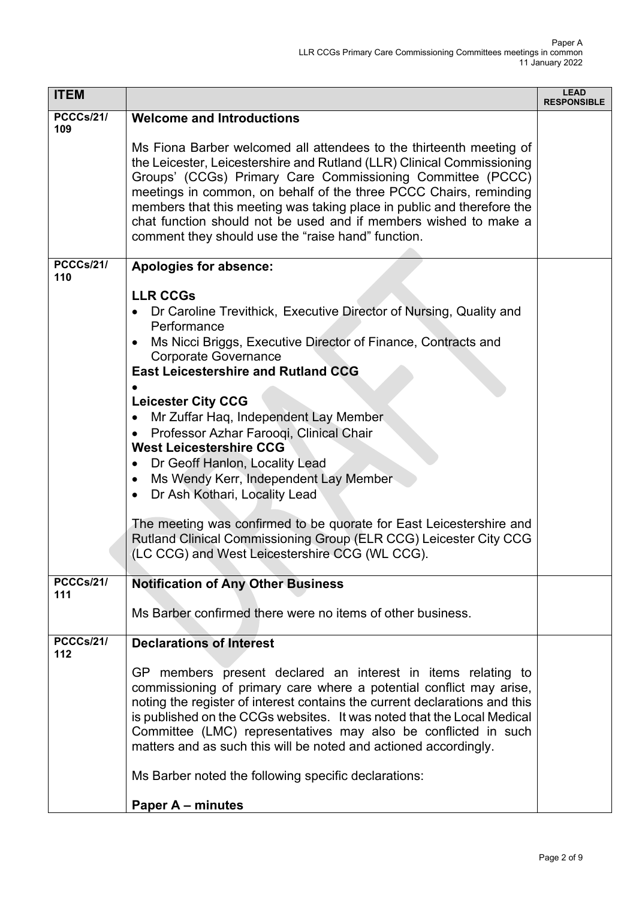| ITEM | | LEAD RESPONSIBLE |
|---|---|---|
| PCCCs/21/ 109 | **Welcome and Introductions**<br><br>Ms Fiona Barber welcomed all attendees to the thirteenth meeting of the Leicester, Leicestershire and Rutland (LLR) Clinical Commissioning Groups' (CCGs) Primary Care Commissioning Committee (PCCC) meetings in common, on behalf of the three PCCC Chairs, reminding members that this meeting was taking place in public and therefore the chat function should not be used and if members wished to make a comment they should use the "raise hand" function. | |
| PCCCs/21/ 110 | **Apologies for absence:**<br><br>**LLR CCGs**<br>• Dr Caroline Trevithick, Executive Director of Nursing, Quality and Performance<br>• Ms Nicci Briggs, Executive Director of Finance, Contracts and Corporate Governance<br>**East Leicestershire and Rutland CCG**<br>•<br>**Leicester City CCG**<br>• Mr Zuffar Haq, Independent Lay Member<br>• Professor Azhar Farooqi, Clinical Chair<br>**West Leicestershire CCG**<br>• Dr Geoff Hanlon, Locality Lead<br>• Ms Wendy Kerr, Independent Lay Member<br>• Dr Ash Kothari, Locality Lead<br><br>The meeting was confirmed to be quorate for East Leicestershire and Rutland Clinical Commissioning Group (ELR CCG) Leicester City CCG (LC CCG) and West Leicestershire CCG (WL CCG). | |
| PCCCs/21/ 111 | **Notification of Any Other Business**<br><br>Ms Barber confirmed there were no items of other business. | |
| PCCCs/21/ 112 | **Declarations of Interest**<br><br>GP members present declared an interest in items relating to commissioning of primary care where a potential conflict may arise, noting the register of interest contains the current declarations and this is published on the CCGs websites. It was noted that the Local Medical Committee (LMC) representatives may also be conflicted in such matters and as such this will be noted and actioned accordingly.<br><br>Ms Barber noted the following specific declarations:<br><br>**Paper A – minutes** | |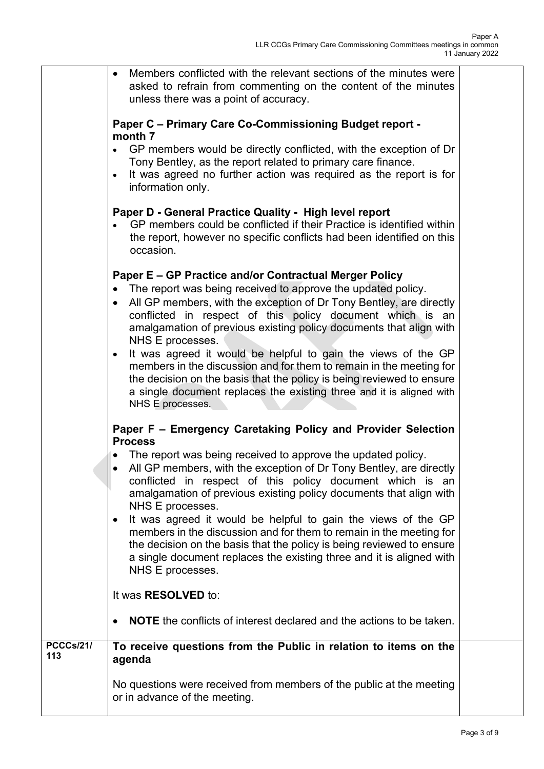| | | |
|---|---|---|
| | • Members conflicted with the relevant sections of the minutes were asked to refrain from commenting on the content of the minutes unless there was a point of accuracy.<br><br>**Paper C – Primary Care Co-Commissioning Budget report - month 7**<br>• GP members would be directly conflicted, with the exception of Dr Tony Bentley, as the report related to primary care finance.<br>• It was agreed no further action was required as the report is for information only.<br><br>**Paper D - General Practice Quality - High level report**<br>• GP members could be conflicted if their Practice is identified within the report, however no specific conflicts had been identified on this occasion.<br><br>**Paper E – GP Practice and/or Contractual Merger Policy**<br>• The report was being received to approve the updated policy.<br>• All GP members, with the exception of Dr Tony Bentley, are directly conflicted in respect of this policy document which is an amalgamation of previous existing policy documents that align with NHS E processes.<br>• It was agreed it would be helpful to gain the views of the GP members in the discussion and for them to remain in the meeting for the decision on the basis that the policy is being reviewed to ensure a single document replaces the existing three and it is aligned with NHS E processes.<br><br>**Paper F – Emergency Caretaking Policy and Provider Selection Process**<br>• The report was being received to approve the updated policy.<br>• All GP members, with the exception of Dr Tony Bentley, are directly conflicted in respect of this policy document which is an amalgamation of previous existing policy documents that align with NHS E processes.<br>• It was agreed it would be helpful to gain the views of the GP members in the discussion and for them to remain in the meeting for the decision on the basis that the policy is being reviewed to ensure a single document replaces the existing three and it is aligned with NHS E processes.<br><br>It was **RESOLVED** to:<br><br>• **NOTE** the conflicts of interest declared and the actions to be taken. | |
| **PCCCs/21/ 113** | **To receive questions from the Public in relation to items on the agenda**<br><br>No questions were received from members of the public at the meeting or in advance of the meeting. | |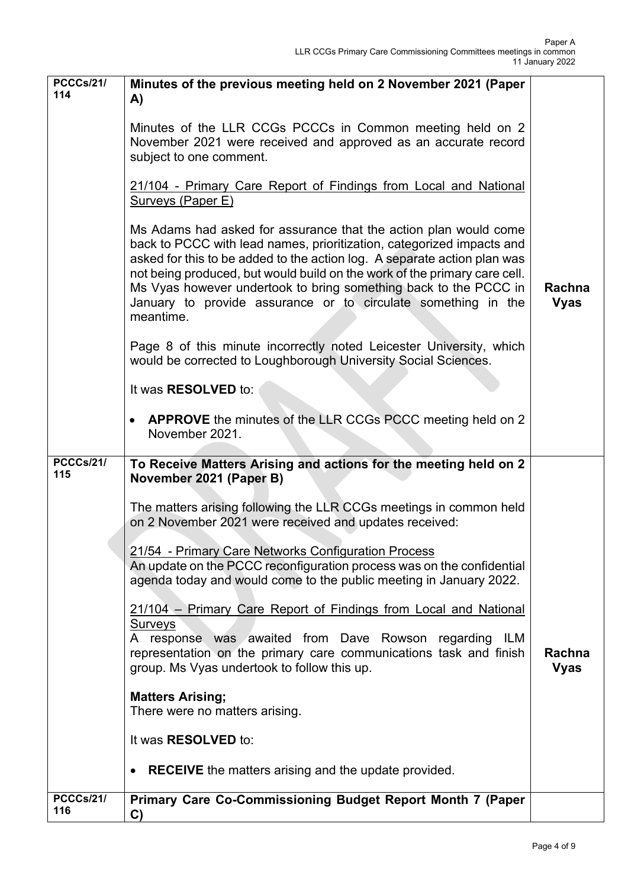| | | |
|---|---|---|
| **PCCCs/21/ 114** | **Minutes of the previous meeting held on 2 November 2021 (Paper A)**<br><br>Minutes of the LLR CCGs PCCCs in Common meeting held on 2 November 2021 were received and approved as an accurate record subject to one comment.<br><br><u>21/104 - Primary Care Report of Findings from Local and National Surveys (Paper E)</u><br><br>Ms Adams had asked for assurance that the action plan would come back to PCCC with lead names, prioritization, categorized impacts and asked for this to be added to the action log. A separate action plan was not being produced, but would build on the work of the primary care cell. Ms Vyas however undertook to bring something back to the PCCC in January to provide assurance or to circulate something in the meantime.<br><br>Page 8 of this minute incorrectly noted Leicester University, which would be corrected to Loughborough University Social Sciences.<br><br>It was **RESOLVED** to:<br><br>• **APPROVE** the minutes of the LLR CCGs PCCC meeting held on 2 November 2021. | **Rachna Vyas** |
| **PCCCs/21/ 115** | **To Receive Matters Arising and actions for the meeting held on 2 November 2021 (Paper B)**<br><br>The matters arising following the LLR CCGs meetings in common held on 2 November 2021 were received and updates received:<br><br><u>21/54 - Primary Care Networks Configuration Process</u><br>An update on the PCCC reconfiguration process was on the confidential agenda today and would come to the public meeting in January 2022.<br><br><u>21/104 – Primary Care Report of Findings from Local and National Surveys</u><br>A response was awaited from Dave Rowson regarding ILM representation on the primary care communications task and finish group. Ms Vyas undertook to follow this up.<br><br>**Matters Arising;**<br>There were no matters arising.<br><br>It was **RESOLVED** to:<br><br>• **RECEIVE** the matters arising and the update provided. | **Rachna Vyas** |
| **PCCCs/21/ 116** | **Primary Care Co-Commissioning Budget Report Month 7 (Paper C)** | |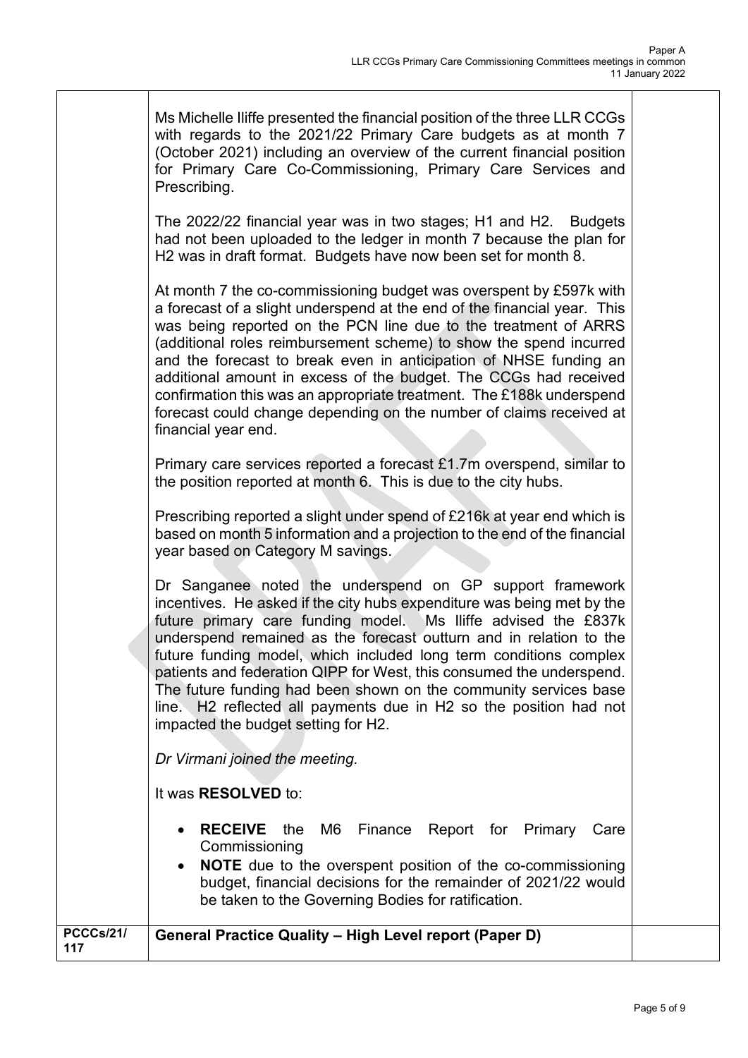| | | |
|---|---|---|
| | Ms Michelle Iliffe presented the financial position of the three LLR CCGs with regards to the 2021/22 Primary Care budgets as at month 7 (October 2021) including an overview of the current financial position for Primary Care Co-Commissioning, Primary Care Services and Prescribing.<br><br>The 2022/22 financial year was in two stages; H1 and H2. Budgets had not been uploaded to the ledger in month 7 because the plan for H2 was in draft format. Budgets have now been set for month 8.<br><br>At month 7 the co-commissioning budget was overspent by £597k with a forecast of a slight underspend at the end of the financial year. This was being reported on the PCN line due to the treatment of ARRS (additional roles reimbursement scheme) to show the spend incurred and the forecast to break even in anticipation of NHSE funding an additional amount in excess of the budget. The CCGs had received confirmation this was an appropriate treatment. The £188k underspend forecast could change depending on the number of claims received at financial year end.<br><br>Primary care services reported a forecast £1.7m overspend, similar to the position reported at month 6. This is due to the city hubs.<br><br>Prescribing reported a slight under spend of £216k at year end which is based on month 5 information and a projection to the end of the financial year based on Category M savings.<br><br>Dr Sanganee noted the underspend on GP support framework incentives. He asked if the city hubs expenditure was being met by the future primary care funding model. Ms Iliffe advised the £837k underspend remained as the forecast outturn and in relation to the future funding model, which included long term conditions complex patients and federation QIPP for West, this consumed the underspend. The future funding had been shown on the community services base line. H2 reflected all payments due in H2 so the position had not impacted the budget setting for H2.<br><br>*Dr Virmani joined the meeting.*<br><br>It was **RESOLVED** to:<br><br>• **RECEIVE** the M6 Finance Report for Primary Care Commissioning<br>• **NOTE** due to the overspent position of the co-commissioning budget, financial decisions for the remainder of 2021/22 would be taken to the Governing Bodies for ratification. | |
| **PCCCs/21/117** | **General Practice Quality – High Level report (Paper D)** | |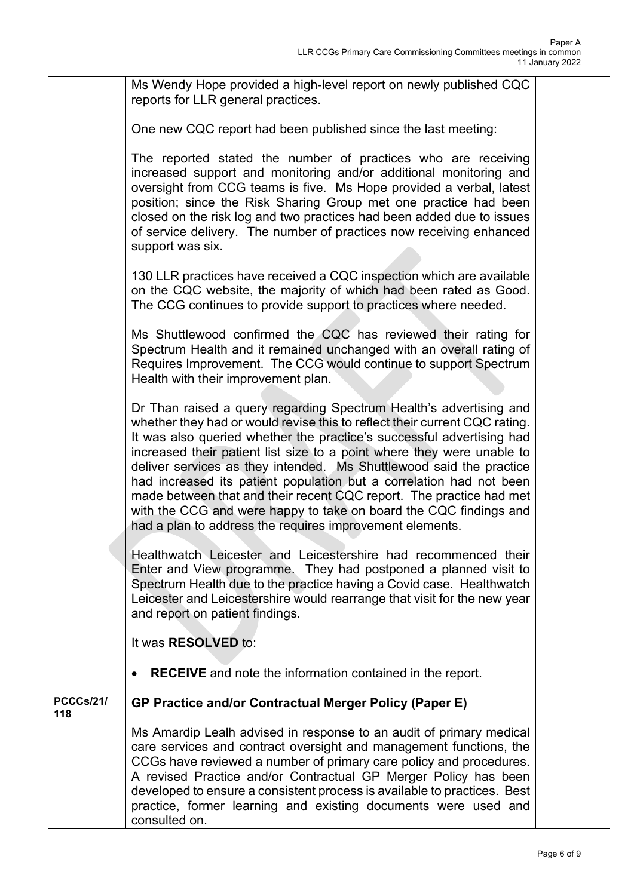| | | |
|---|---|---|
| | Ms Wendy Hope provided a high-level report on newly published CQC reports for LLR general practices.<br><br>One new CQC report had been published since the last meeting:<br><br>The reported stated the number of practices who are receiving increased support and monitoring and/or additional monitoring and oversight from CCG teams is five. Ms Hope provided a verbal, latest position; since the Risk Sharing Group met one practice had been closed on the risk log and two practices had been added due to issues of service delivery. The number of practices now receiving enhanced support was six.<br><br>130 LLR practices have received a CQC inspection which are available on the CQC website, the majority of which had been rated as Good. The CCG continues to provide support to practices where needed.<br><br>Ms Shuttlewood confirmed the CQC has reviewed their rating for Spectrum Health and it remained unchanged with an overall rating of Requires Improvement. The CCG would continue to support Spectrum Health with their improvement plan.<br><br>Dr Than raised a query regarding Spectrum Health's advertising and whether they had or would revise this to reflect their current CQC rating. It was also queried whether the practice's successful advertising had increased their patient list size to a point where they were unable to deliver services as they intended. Ms Shuttlewood said the practice had increased its patient population but a correlation had not been made between that and their recent CQC report. The practice had met with the CCG and were happy to take on board the CQC findings and had a plan to address the requires improvement elements.<br><br>Healthwatch Leicester and Leicestershire had recommenced their Enter and View programme. They had postponed a planned visit to Spectrum Health due to the practice having a Covid case. Healthwatch Leicester and Leicestershire would rearrange that visit for the new year and report on patient findings.<br><br>It was **RESOLVED** to:<br><br>• **RECEIVE** and note the information contained in the report. | |
| **PCCCs/21/118** | **GP Practice and/or Contractual Merger Policy (Paper E)**<br><br>Ms Amardip Lealh advised in response to an audit of primary medical care services and contract oversight and management functions, the CCGs have reviewed a number of primary care policy and procedures. A revised Practice and/or Contractual GP Merger Policy has been developed to ensure a consistent process is available to practices. Best practice, former learning and existing documents were used and consulted on. | |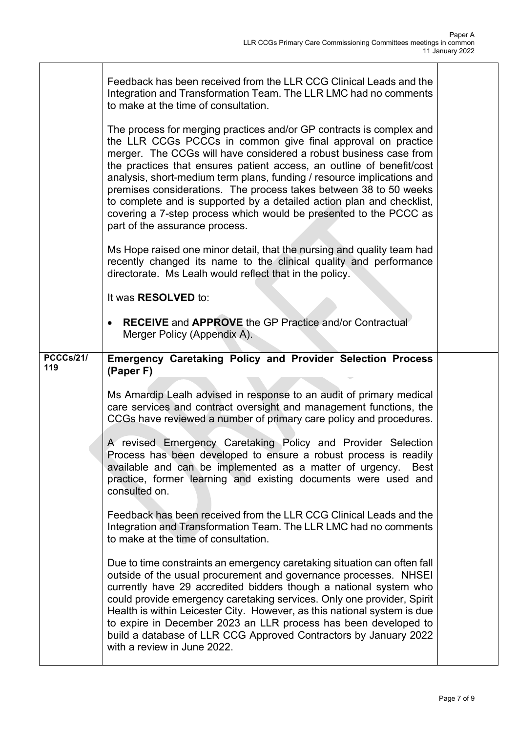| | | |
|---|---|---|
| | Feedback has been received from the LLR CCG Clinical Leads and the Integration and Transformation Team. The LLR LMC had no comments to make at the time of consultation.<br><br>The process for merging practices and/or GP contracts is complex and the LLR CCGs PCCCs in common give final approval on practice merger. The CCGs will have considered a robust business case from the practices that ensures patient access, an outline of benefit/cost analysis, short-medium term plans, funding / resource implications and premises considerations. The process takes between 38 to 50 weeks to complete and is supported by a detailed action plan and checklist, covering a 7-step process which would be presented to the PCCC as part of the assurance process.<br><br>Ms Hope raised one minor detail, that the nursing and quality team had recently changed its name to the clinical quality and performance directorate. Ms Lealh would reflect that in the policy.<br><br>It was **RESOLVED** to:<br><br>• **RECEIVE** and **APPROVE** the GP Practice and/or Contractual Merger Policy (Appendix A). | |
| **PCCCs/21/ 119** | **Emergency Caretaking Policy and Provider Selection Process (Paper F)**<br><br>Ms Amardip Lealh advised in response to an audit of primary medical care services and contract oversight and management functions, the CCGs have reviewed a number of primary care policy and procedures.<br><br>A revised Emergency Caretaking Policy and Provider Selection Process has been developed to ensure a robust process is readily available and can be implemented as a matter of urgency. Best practice, former learning and existing documents were used and consulted on.<br><br>Feedback has been received from the LLR CCG Clinical Leads and the Integration and Transformation Team. The LLR LMC had no comments to make at the time of consultation.<br><br>Due to time constraints an emergency caretaking situation can often fall outside of the usual procurement and governance processes. NHSEI currently have 29 accredited bidders though a national system who could provide emergency caretaking services. Only one provider, Spirit Health is within Leicester City. However, as this national system is due to expire in December 2023 an LLR process has been developed to build a database of LLR CCG Approved Contractors by January 2022 with a review in June 2022. | |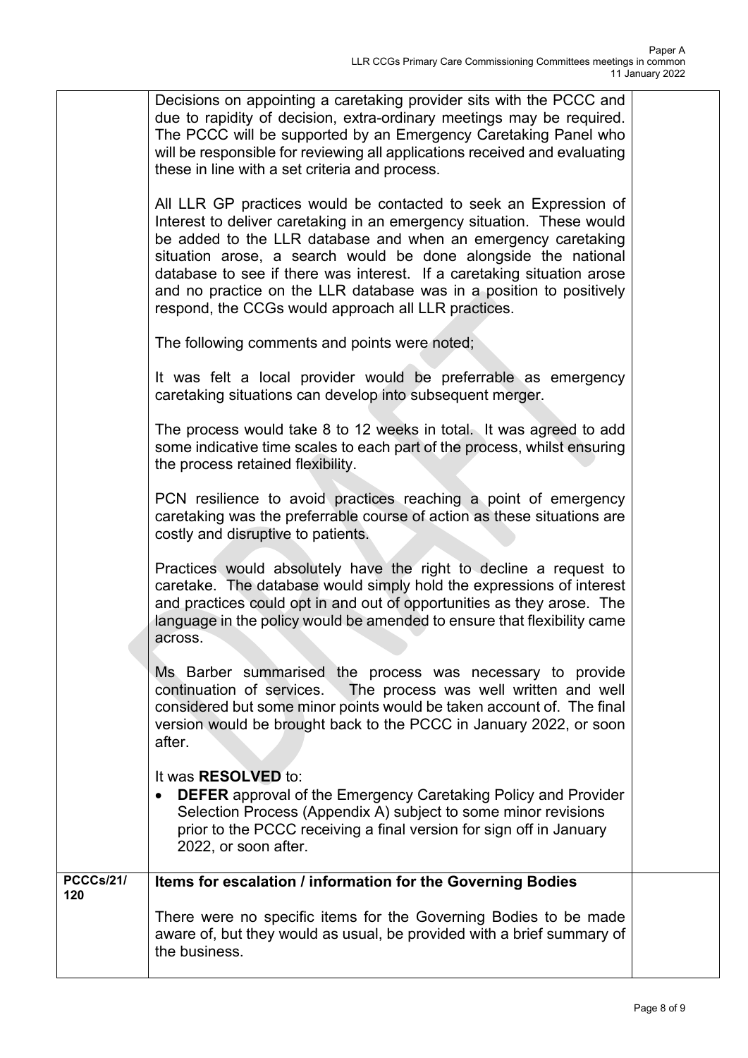|  |  |  |
|---|---|---|
|  | Decisions on appointing a caretaking provider sits with the PCCC and due to rapidity of decision, extra-ordinary meetings may be required. The PCCC will be supported by an Emergency Caretaking Panel who will be responsible for reviewing all applications received and evaluating these in line with a set criteria and process.<br><br>All LLR GP practices would be contacted to seek an Expression of Interest to deliver caretaking in an emergency situation. These would be added to the LLR database and when an emergency caretaking situation arose, a search would be done alongside the national database to see if there was interest. If a caretaking situation arose and no practice on the LLR database was in a position to positively respond, the CCGs would approach all LLR practices.<br><br>The following comments and points were noted;<br><br>It was felt a local provider would be preferrable as emergency caretaking situations can develop into subsequent merger.<br><br>The process would take 8 to 12 weeks in total. It was agreed to add some indicative time scales to each part of the process, whilst ensuring the process retained flexibility.<br><br>PCN resilience to avoid practices reaching a point of emergency caretaking was the preferrable course of action as these situations are costly and disruptive to patients.<br><br>Practices would absolutely have the right to decline a request to caretake. The database would simply hold the expressions of interest and practices could opt in and out of opportunities as they arose. The language in the policy would be amended to ensure that flexibility came across.<br><br>Ms Barber summarised the process was necessary to provide continuation of services. The process was well written and well considered but some minor points would be taken account of. The final version would be brought back to the PCCC in January 2022, or soon after.<br><br>It was **RESOLVED** to:<br>• **DEFER** approval of the Emergency Caretaking Policy and Provider Selection Process (Appendix A) subject to some minor revisions prior to the PCCC receiving a final version for sign off in January 2022, or soon after. |  |
| **PCCCs/21/ 120** | **Items for escalation / information for the Governing Bodies**<br><br>There were no specific items for the Governing Bodies to be made aware of, but they would as usual, be provided with a brief summary of the business. |  |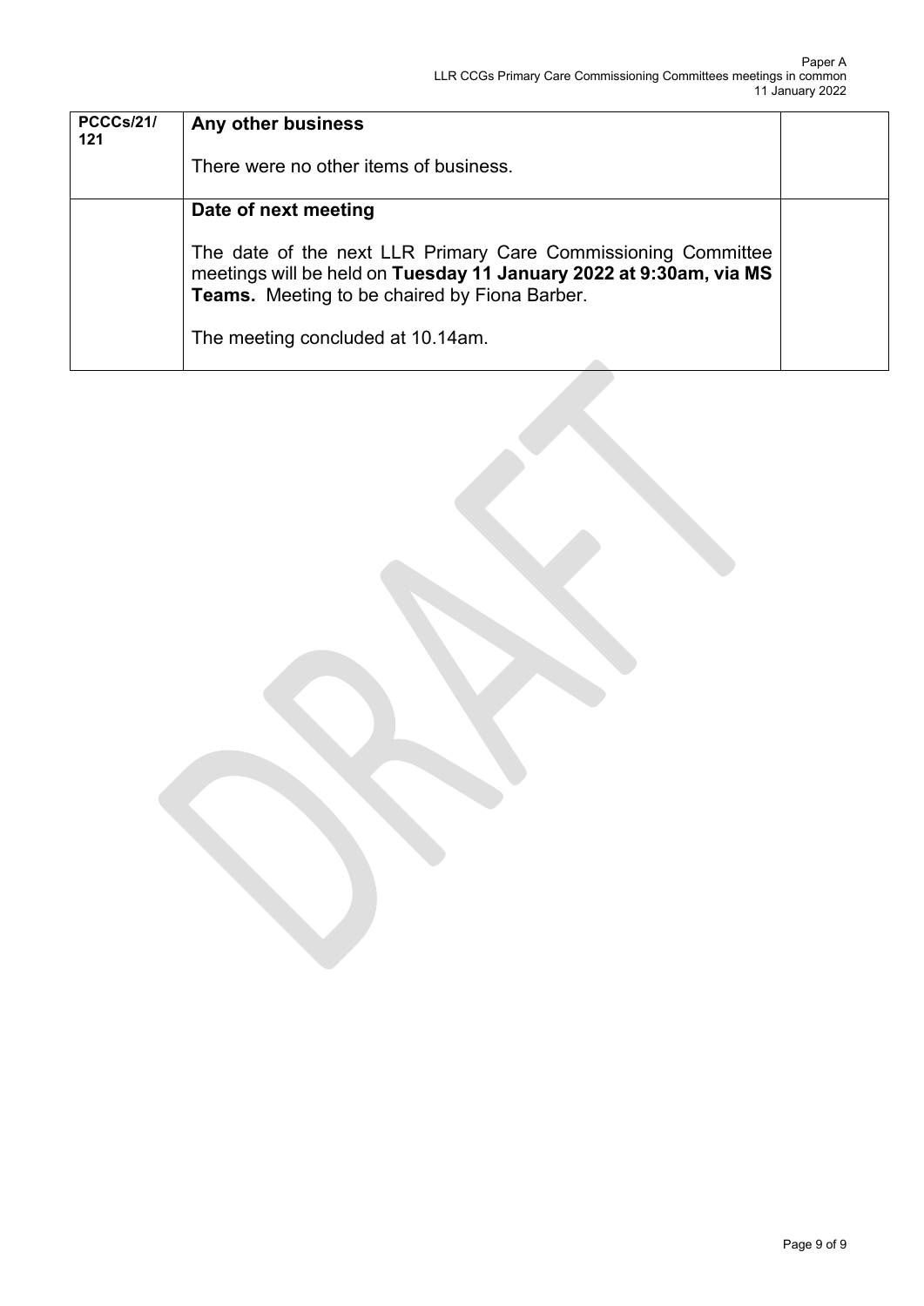| PCCCs/21/ 121 | **Any other business**<br><br>There were no other items of business. | |
| --- | --- | --- |
| | **Date of next meeting**<br><br>The date of the next LLR Primary Care Commissioning Committee meetings will be held on **Tuesday 11 January 2022 at 9:30am, via MS Teams.** Meeting to be chaired by Fiona Barber.<br><br>The meeting concluded at 10.14am. | |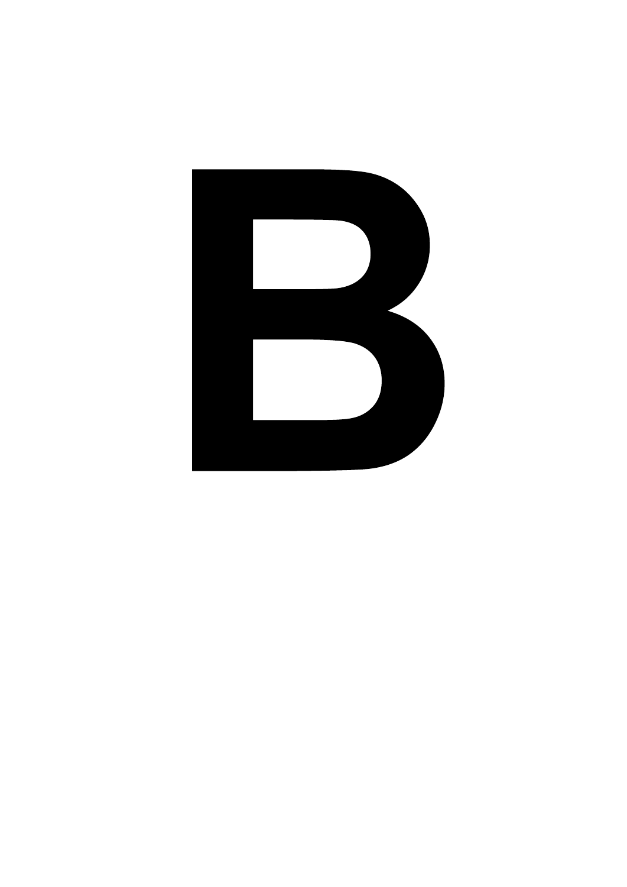B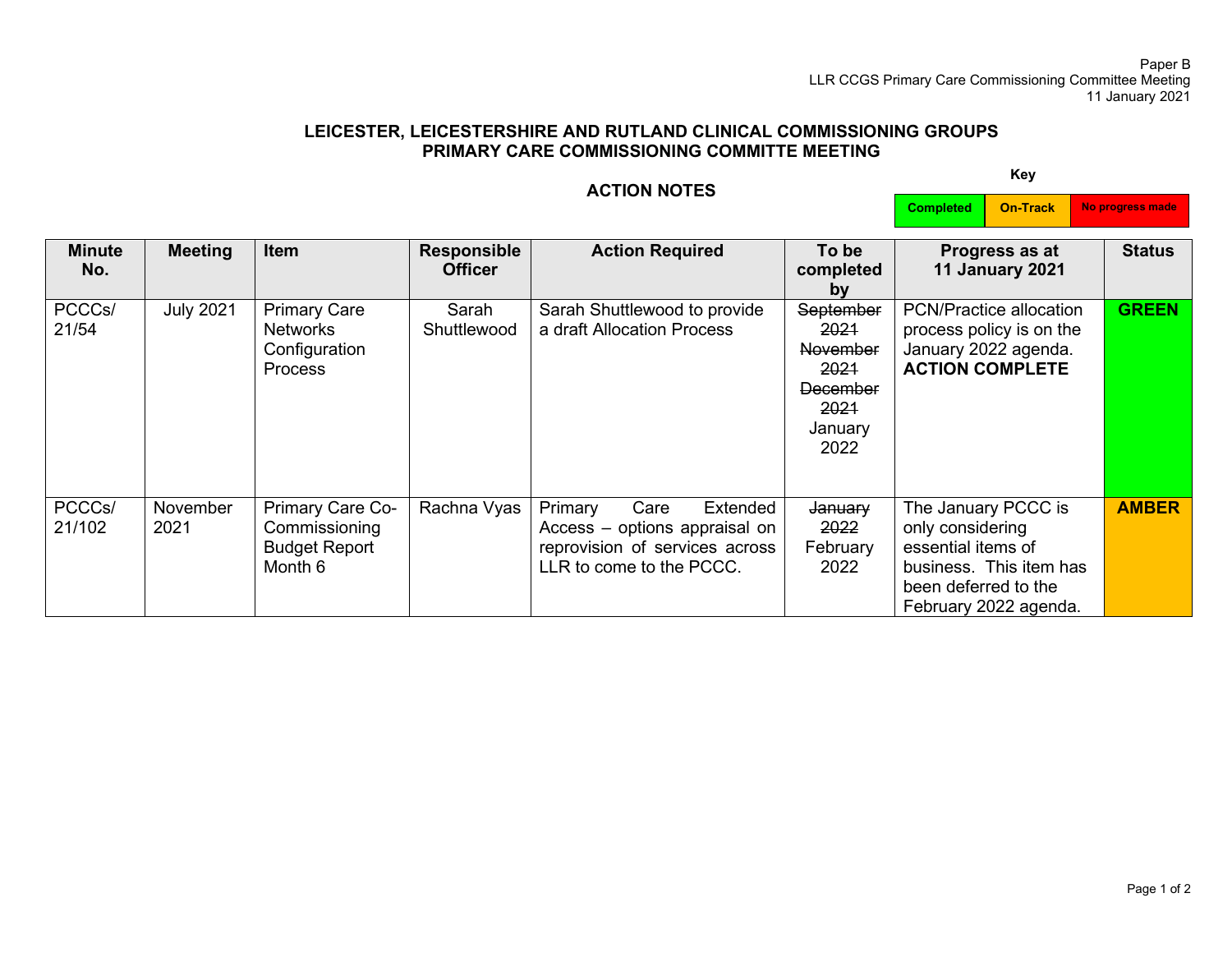Paper B
LLR CCGS Primary Care Commissioning Committee Meeting
11 January 2021

**LEICESTER, LEICESTERSHIRE AND RUTLAND CLINICAL COMMISSIONING GROUPS**
**PRIMARY CARE COMMISSIONING COMMITTE MEETING**

**ACTION NOTES**

**Key**

| Completed | On-Track | No progress made |
|---|---|---|

| Minute No. | Meeting | Item | Responsible Officer | Action Required | To be completed by | Progress as at 11 January 2021 | Status |
|---|---|---|---|---|---|---|---|
| PCCCs/ 21/54 | July 2021 | Primary Care Networks Configuration Process | Sarah Shuttlewood | Sarah Shuttlewood to provide a draft Allocation Process | ~~September 2021~~ ~~November 2021~~ ~~December 2021~~ January 2022 | PCN/Practice allocation process policy is on the January 2022 agenda. **ACTION COMPLETE** | **GREEN** |
| PCCCs/ 21/102 | November 2021 | Primary Care Co-Commissioning Budget Report Month 6 | Rachna Vyas | Primary Care Extended Access – options appraisal on reprovision of services across LLR to come to the PCCC. | ~~January 2022~~ February 2022 | The January PCCC is only considering essential items of business. This item has been deferred to the February 2022 agenda. | **AMBER** |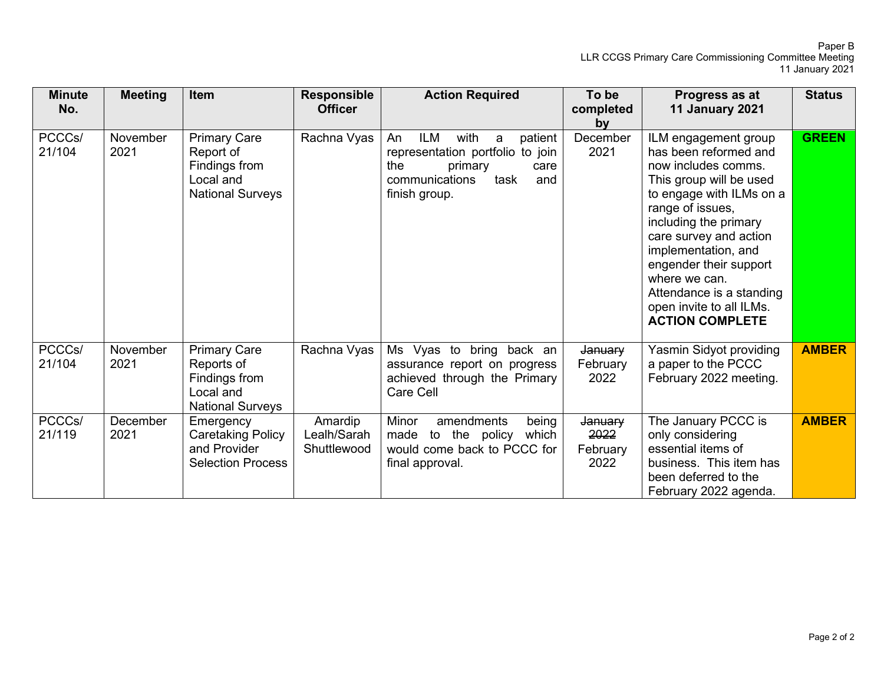Paper B
LLR CCGS Primary Care Commissioning Committee Meeting
11 January 2021

| Minute No. | Meeting | Item | Responsible Officer | Action Required | To be completed by | Progress as at 11 January 2021 | Status |
|---|---|---|---|---|---|---|---|
| PCCCs/ 21/104 | November 2021 | Primary Care Report of Findings from Local and National Surveys | Rachna Vyas | An ILM with a patient representation portfolio to join the primary care communications task and finish group. | December 2021 | ILM engagement group has been reformed and now includes comms. This group will be used to engage with ILMs on a range of issues, including the primary care survey and action implementation, and engender their support where we can. Attendance is a standing open invite to all ILMs. **ACTION COMPLETE** | **GREEN** |
| PCCCs/ 21/104 | November 2021 | Primary Care Reports of Findings from Local and National Surveys | Rachna Vyas | Ms Vyas to bring back an assurance report on progress achieved through the Primary Care Cell | ~~January~~ February 2022 | Yasmin Sidyot providing a paper to the PCCC February 2022 meeting. | **AMBER** |
| PCCCs/ 21/119 | December 2021 | Emergency Caretaking Policy and Provider Selection Process | Amardip Lealh/Sarah Shuttlewood | Minor amendments being made to the policy which would come back to PCCC for final approval. | ~~January 2022~~ February 2022 | The January PCCC is only considering essential items of business. This item has been deferred to the February 2022 agenda. | **AMBER** |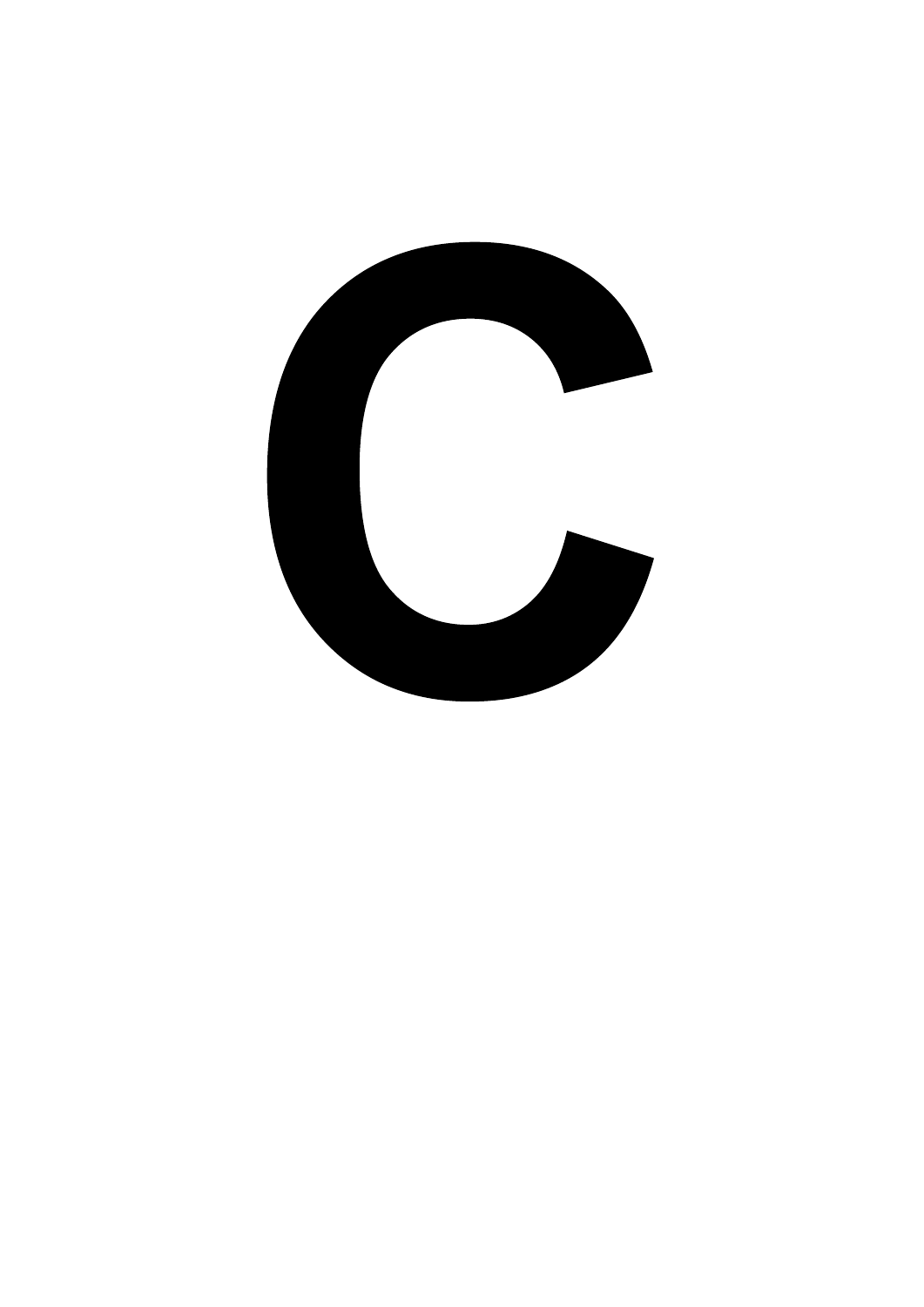# C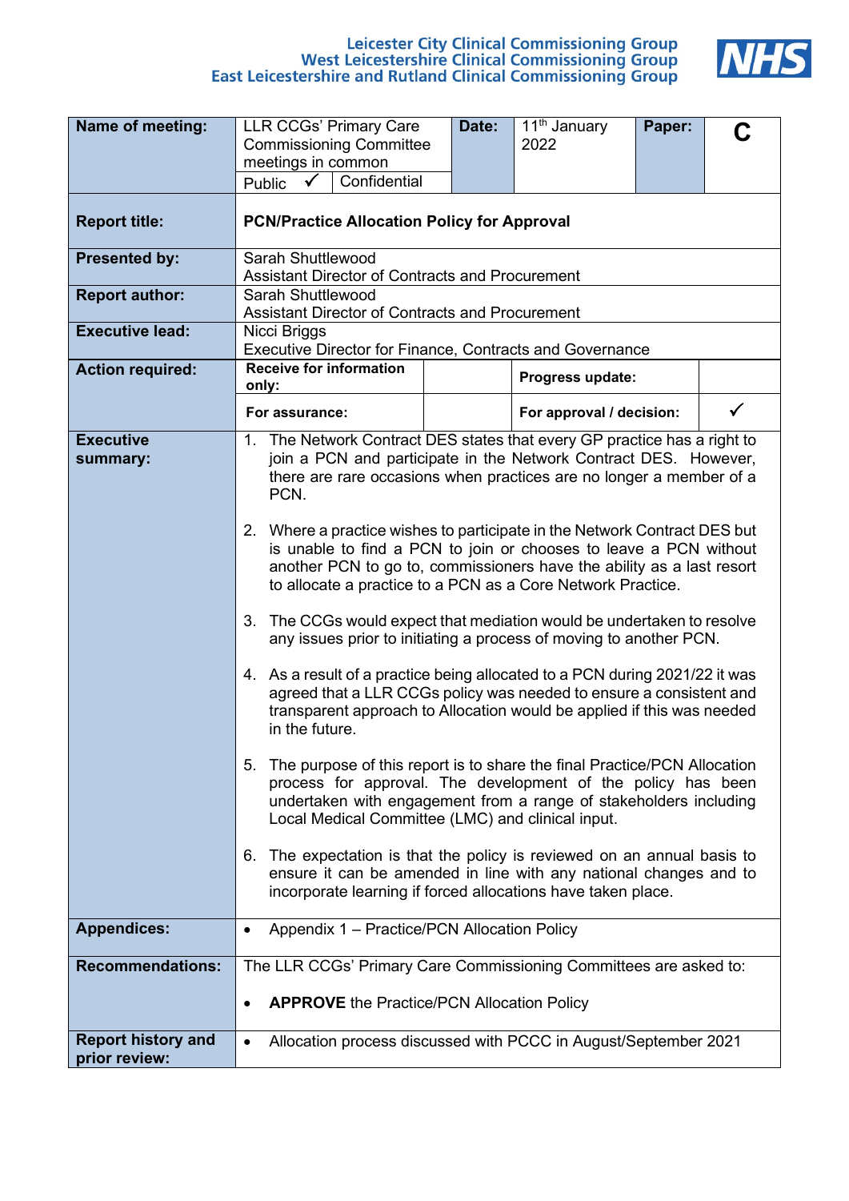Leicester City Clinical Commissioning Group
West Leicestershire Clinical Commissioning Group
East Leicestershire and Rutland Clinical Commissioning Group

| **Name of meeting:** | LLR CCGs' Primary Care Commissioning Committee meetings in common<br>Public ✓ / Confidential | **Date:** | 11th January 2022 | **Paper:** | **C** |
|---|---|---|---|---|---|
| **Report title:** | **PCN/Practice Allocation Policy for Approval** | | | | |
| **Presented by:** | Sarah Shuttlewood<br>Assistant Director of Contracts and Procurement | | | | |
| **Report author:** | Sarah Shuttlewood<br>Assistant Director of Contracts and Procurement | | | | |
| **Executive lead:** | Nicci Briggs<br>Executive Director for Finance, Contracts and Governance | | | | |
| **Action required:** | **Receive for information only:** | | **Progress update:** | | |
| | **For assurance:** | | **For approval / decision:** | ✓ | |
| **Executive summary:** | 1. The Network Contract DES states that every GP practice has a right to join a PCN and participate in the Network Contract DES. However, there are rare occasions when practices are no longer a member of a PCN.<br><br>2. Where a practice wishes to participate in the Network Contract DES but is unable to find a PCN to join or chooses to leave a PCN without another PCN to go to, commissioners have the ability as a last resort to allocate a practice to a PCN as a Core Network Practice.<br><br>3. The CCGs would expect that mediation would be undertaken to resolve any issues prior to initiating a process of moving to another PCN.<br><br>4. As a result of a practice being allocated to a PCN during 2021/22 it was agreed that a LLR CCGs policy was needed to ensure a consistent and transparent approach to Allocation would be applied if this was needed in the future.<br><br>5. The purpose of this report is to share the final Practice/PCN Allocation process for approval. The development of the policy has been undertaken with engagement from a range of stakeholders including Local Medical Committee (LMC) and clinical input.<br><br>6. The expectation is that the policy is reviewed on an annual basis to ensure it can be amended in line with any national changes and to incorporate learning if forced allocations have taken place. | | | | |
| **Appendices:** | • Appendix 1 – Practice/PCN Allocation Policy | | | | |
| **Recommendations:** | The LLR CCGs' Primary Care Commissioning Committees are asked to:<br><br>• **APPROVE** the Practice/PCN Allocation Policy | | | | |
| **Report history and prior review:** | • Allocation process discussed with PCCC in August/September 2021 | | | | |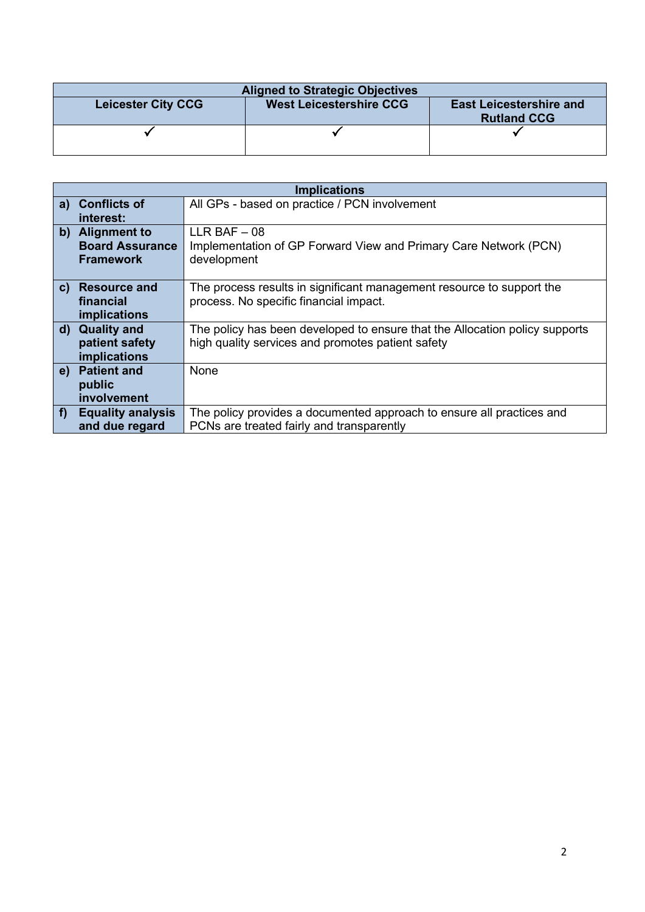| Aligned to Strategic Objectives | | |
|---|---|---|
| **Leicester City CCG** | **West Leicestershire CCG** | **East Leicestershire and Rutland CCG** |
| ✓ | ✓ | ✓ |

| Implications | |
|---|---|
| **a) Conflicts of interest:** | All GPs - based on practice / PCN involvement |
| **b) Alignment to Board Assurance Framework** | LLR BAF – 08<br>Implementation of GP Forward View and Primary Care Network (PCN) development |
| **c) Resource and financial implications** | The process results in significant management resource to support the process. No specific financial impact. |
| **d) Quality and patient safety implications** | The policy has been developed to ensure that the Allocation policy supports high quality services and promotes patient safety |
| **e) Patient and public involvement** | None |
| **f) Equality analysis and due regard** | The policy provides a documented approach to ensure all practices and PCNs are treated fairly and transparently |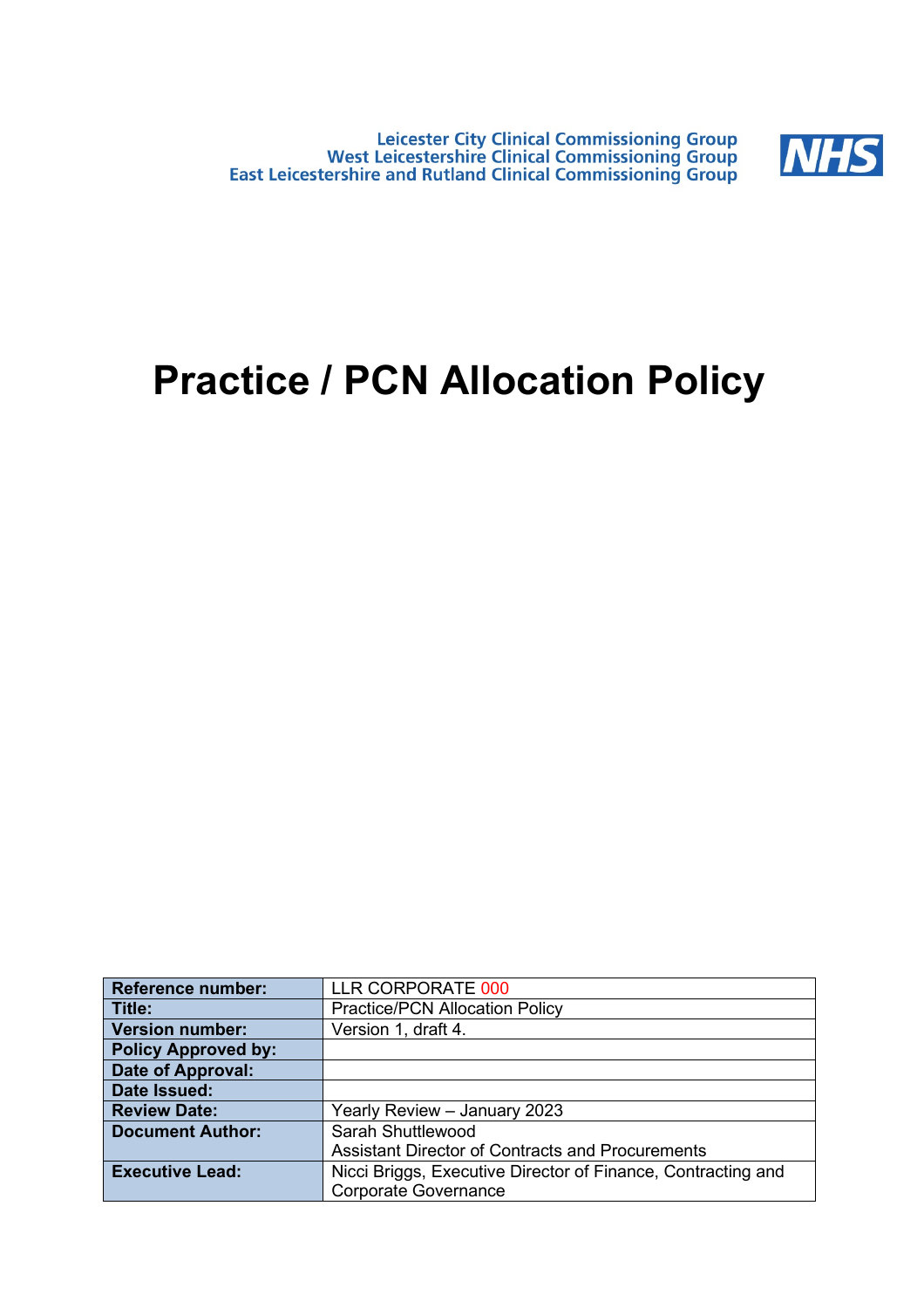Leicester City Clinical Commissioning Group
West Leicestershire Clinical Commissioning Group
East Leicestershire and Rutland Clinical Commissioning Group

NHS

# Practice / PCN Allocation Policy

| Reference number: | LLR CORPORATE 000 |
|---|---|
| Title: | Practice/PCN Allocation Policy |
| Version number: | Version 1, draft 4. |
| Policy Approved by: | |
| Date of Approval: | |
| Date Issued: | |
| Review Date: | Yearly Review – January 2023 |
| Document Author: | Sarah Shuttlewood<br>Assistant Director of Contracts and Procurements |
| Executive Lead: | Nicci Briggs, Executive Director of Finance, Contracting and Corporate Governance |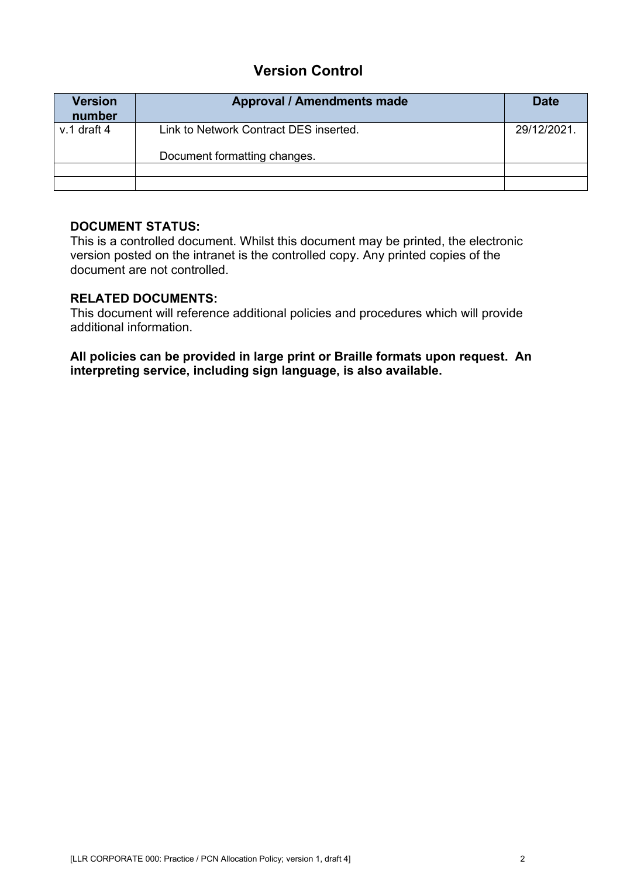## Version Control

| Version number | Approval / Amendments made | Date |
|---|---|---|
| v.1 draft 4 | Link to Network Contract DES inserted.<br><br>Document formatting changes. | 29/12/2021. |
| | | |
| | | |

**DOCUMENT STATUS:**
This is a controlled document. Whilst this document may be printed, the electronic version posted on the intranet is the controlled copy. Any printed copies of the document are not controlled.

**RELATED DOCUMENTS:**
This document will reference additional policies and procedures which will provide additional information.

**All policies can be provided in large print or Braille formats upon request. An interpreting service, including sign language, is also available.**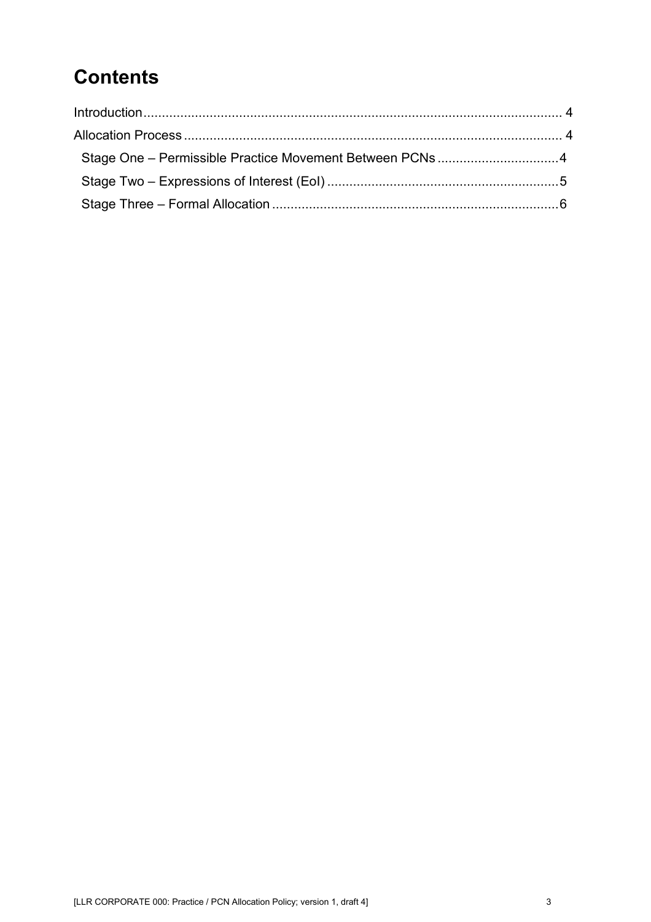# Contents

Introduction ........................................................................................................ 4

Allocation Process ............................................................................................. 4

- Stage One – Permissible Practice Movement Between PCNs ................................ 4
- Stage Two – Expressions of Interest (EoI) .............................................................. 5
- Stage Three – Formal Allocation ............................................................................. 6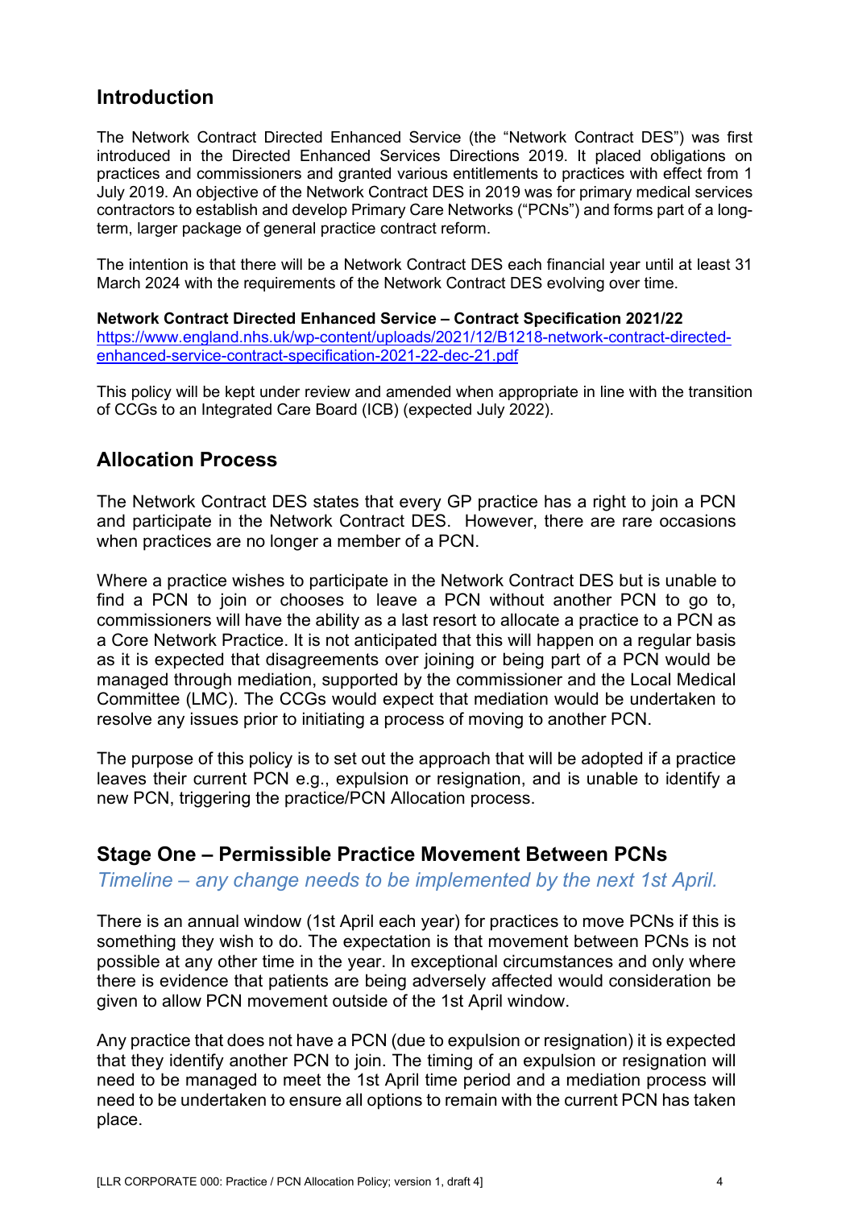## Introduction

The Network Contract Directed Enhanced Service (the "Network Contract DES") was first introduced in the Directed Enhanced Services Directions 2019. It placed obligations on practices and commissioners and granted various entitlements to practices with effect from 1 July 2019. An objective of the Network Contract DES in 2019 was for primary medical services contractors to establish and develop Primary Care Networks ("PCNs") and forms part of a long-term, larger package of general practice contract reform.

The intention is that there will be a Network Contract DES each financial year until at least 31 March 2024 with the requirements of the Network Contract DES evolving over time.

**Network Contract Directed Enhanced Service – Contract Specification 2021/22**
[https://www.england.nhs.uk/wp-content/uploads/2021/12/B1218-network-contract-directed-enhanced-service-contract-specification-2021-22-dec-21.pdf](https://www.england.nhs.uk/wp-content/uploads/2021/12/B1218-network-contract-directed-enhanced-service-contract-specification-2021-22-dec-21.pdf)

This policy will be kept under review and amended when appropriate in line with the transition of CCGs to an Integrated Care Board (ICB) (expected July 2022).

## Allocation Process

The Network Contract DES states that every GP practice has a right to join a PCN and participate in the Network Contract DES. However, there are rare occasions when practices are no longer a member of a PCN.

Where a practice wishes to participate in the Network Contract DES but is unable to find a PCN to join or chooses to leave a PCN without another PCN to go to, commissioners will have the ability as a last resort to allocate a practice to a PCN as a Core Network Practice. It is not anticipated that this will happen on a regular basis as it is expected that disagreements over joining or being part of a PCN would be managed through mediation, supported by the commissioner and the Local Medical Committee (LMC). The CCGs would expect that mediation would be undertaken to resolve any issues prior to initiating a process of moving to another PCN.

The purpose of this policy is to set out the approach that will be adopted if a practice leaves their current PCN e.g., expulsion or resignation, and is unable to identify a new PCN, triggering the practice/PCN Allocation process.

## Stage One – Permissible Practice Movement Between PCNs

*Timeline – any change needs to be implemented by the next 1st April.*

There is an annual window (1st April each year) for practices to move PCNs if this is something they wish to do. The expectation is that movement between PCNs is not possible at any other time in the year. In exceptional circumstances and only where there is evidence that patients are being adversely affected would consideration be given to allow PCN movement outside of the 1st April window.

Any practice that does not have a PCN (due to expulsion or resignation) it is expected that they identify another PCN to join. The timing of an expulsion or resignation will need to be managed to meet the 1st April time period and a mediation process will need to be undertaken to ensure all options to remain with the current PCN has taken place.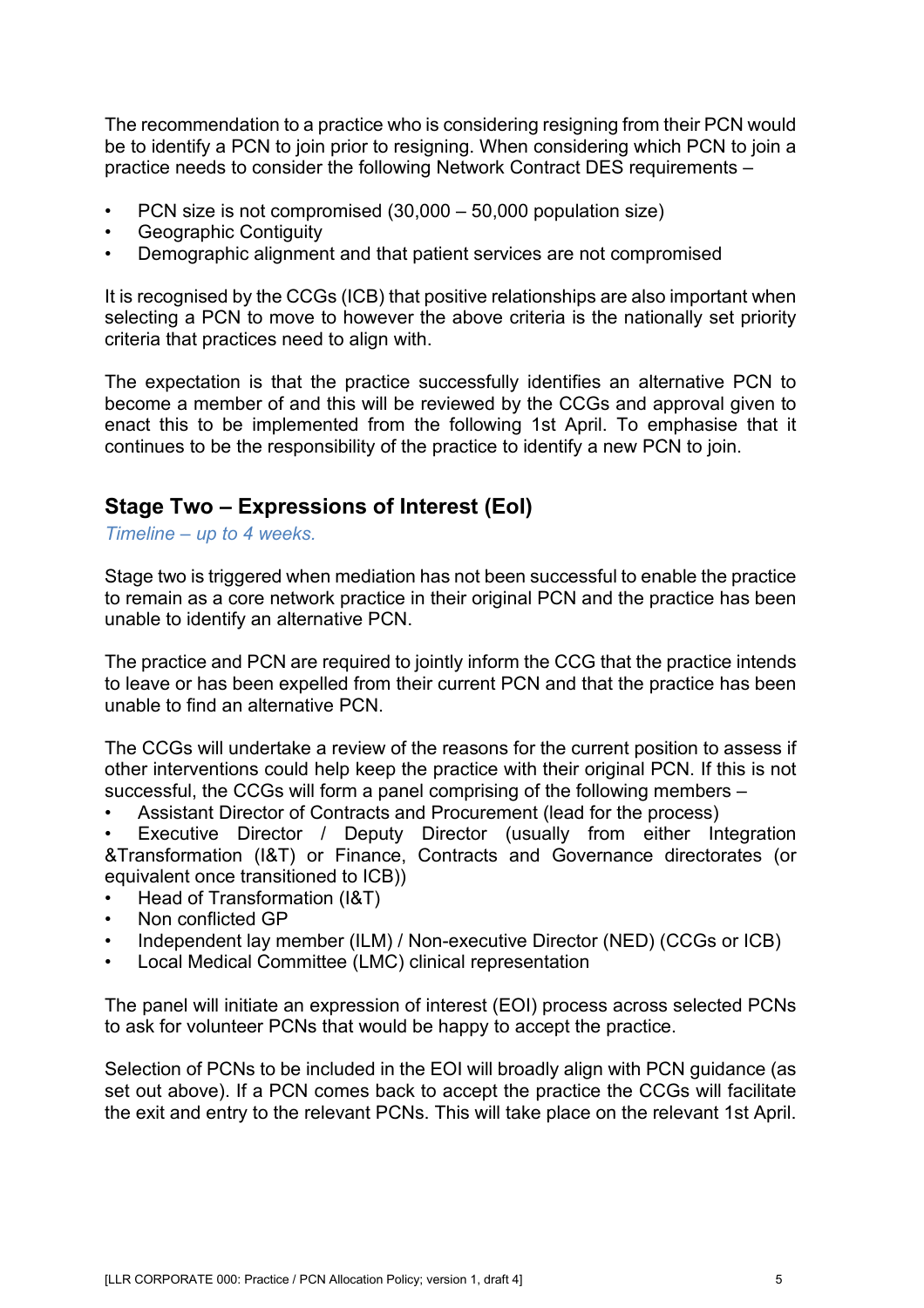The recommendation to a practice who is considering resigning from their PCN would be to identify a PCN to join prior to resigning. When considering which PCN to join a practice needs to consider the following Network Contract DES requirements –

- PCN size is not compromised (30,000 – 50,000 population size)
- Geographic Contiguity
- Demographic alignment and that patient services are not compromised

It is recognised by the CCGs (ICB) that positive relationships are also important when selecting a PCN to move to however the above criteria is the nationally set priority criteria that practices need to align with.

The expectation is that the practice successfully identifies an alternative PCN to become a member of and this will be reviewed by the CCGs and approval given to enact this to be implemented from the following 1st April. To emphasise that it continues to be the responsibility of the practice to identify a new PCN to join.

## Stage Two – Expressions of Interest (EoI)

*Timeline – up to 4 weeks.*

Stage two is triggered when mediation has not been successful to enable the practice to remain as a core network practice in their original PCN and the practice has been unable to identify an alternative PCN.

The practice and PCN are required to jointly inform the CCG that the practice intends to leave or has been expelled from their current PCN and that the practice has been unable to find an alternative PCN.

The CCGs will undertake a review of the reasons for the current position to assess if other interventions could help keep the practice with their original PCN. If this is not successful, the CCGs will form a panel comprising of the following members –

- Assistant Director of Contracts and Procurement (lead for the process)
- Executive Director / Deputy Director (usually from either Integration &Transformation (I&T) or Finance, Contracts and Governance directorates (or equivalent once transitioned to ICB))
- Head of Transformation (I&T)
- Non conflicted GP
- Independent lay member (ILM) / Non-executive Director (NED) (CCGs or ICB)
- Local Medical Committee (LMC) clinical representation

The panel will initiate an expression of interest (EOI) process across selected PCNs to ask for volunteer PCNs that would be happy to accept the practice.

Selection of PCNs to be included in the EOI will broadly align with PCN guidance (as set out above). If a PCN comes back to accept the practice the CCGs will facilitate the exit and entry to the relevant PCNs. This will take place on the relevant 1st April.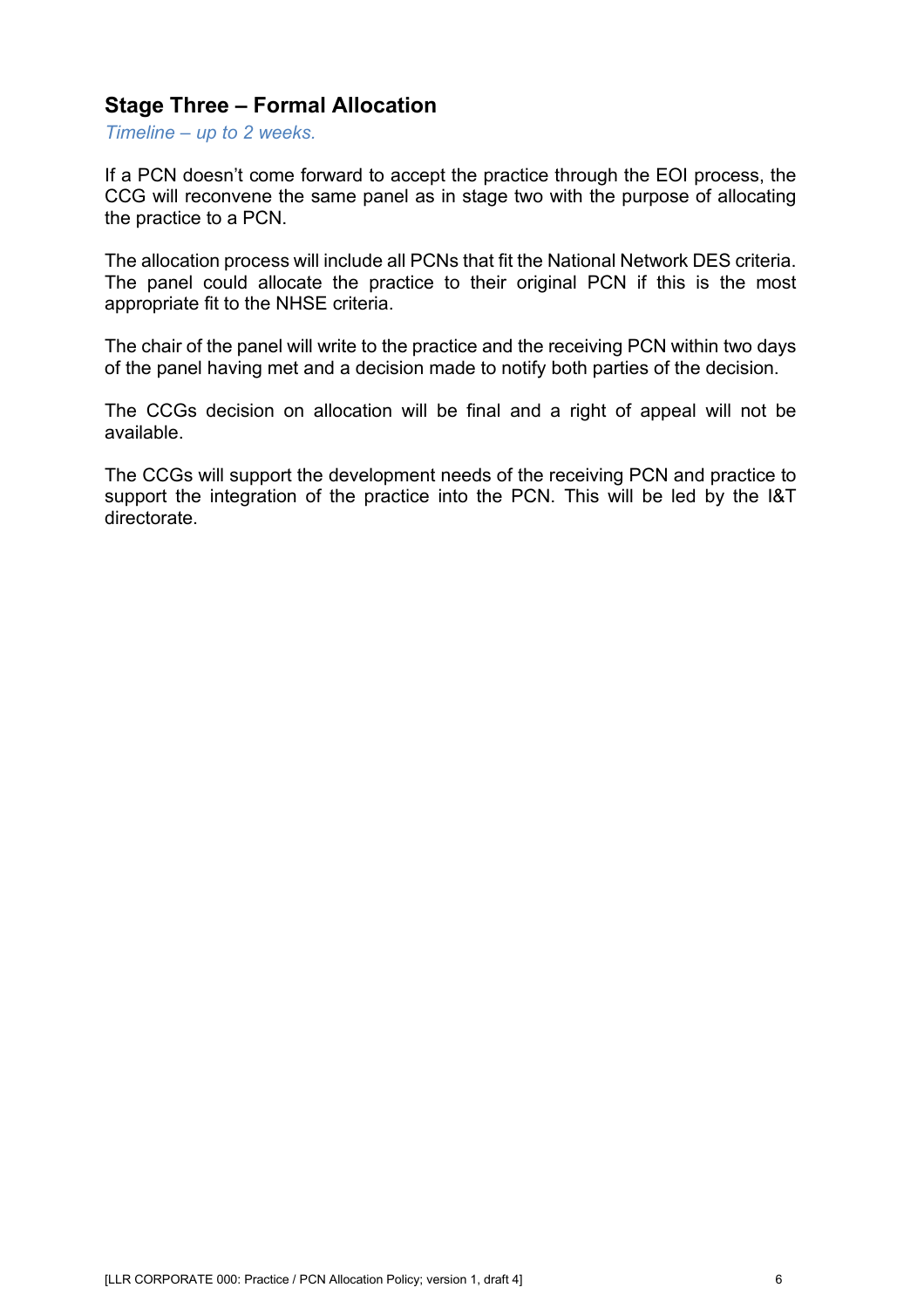## Stage Three – Formal Allocation

*Timeline – up to 2 weeks.*

If a PCN doesn't come forward to accept the practice through the EOI process, the CCG will reconvene the same panel as in stage two with the purpose of allocating the practice to a PCN.

The allocation process will include all PCNs that fit the National Network DES criteria. The panel could allocate the practice to their original PCN if this is the most appropriate fit to the NHSE criteria.

The chair of the panel will write to the practice and the receiving PCN within two days of the panel having met and a decision made to notify both parties of the decision.

The CCGs decision on allocation will be final and a right of appeal will not be available.

The CCGs will support the development needs of the receiving PCN and practice to support the integration of the practice into the PCN. This will be led by the I&T directorate.